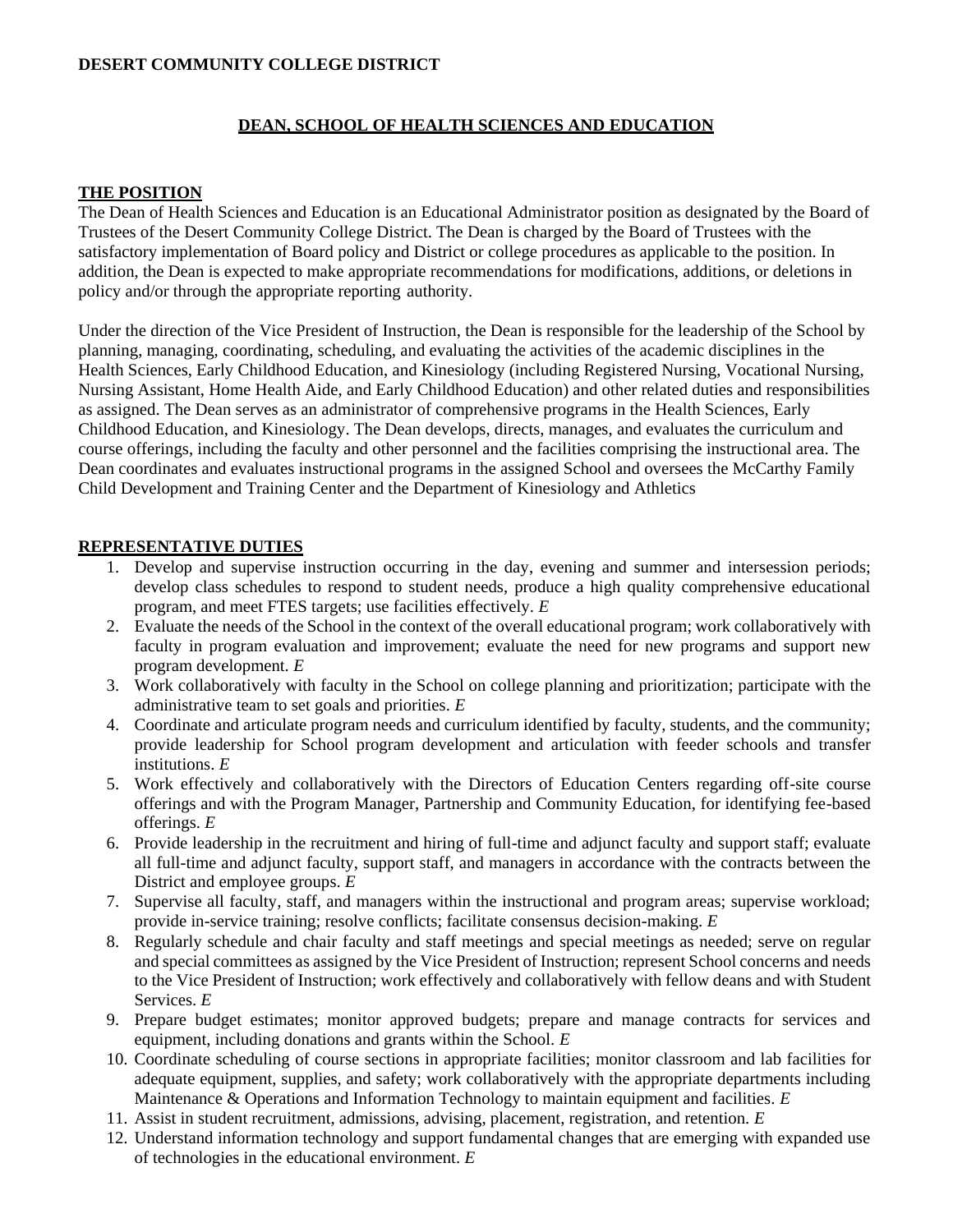**DESERT COMMUNITY COLLEGE DISTRICT**

# DEAN, SCHOOL OF HEALTH SCIENCES AND EDUCATION

## THE POSITION

The Dean of Health Sciences and Education is an Educational Administrator position as designated by the Board of Trustees of the Desert Community College District. The Dean is charged by the Board of Trustees with the satisfactory implementation of Board policy and District or college procedures as applicable to the position. In addition, the Dean is expected to make appropriate recommendations for modifications, additions, or deletions in policy and/or through the appropriate reporting authority.

Under the direction of the Vice President of Instruction, the Dean is responsible for the leadership of the School by planning, managing, coordinating, scheduling, and evaluating the activities of the academic disciplines in the Health Sciences, Early Childhood Education, and Kinesiology (including Registered Nursing, Vocational Nursing, Nursing Assistant, Home Health Aide, and Early Childhood Education) and other related duties and responsibilities as assigned. The Dean serves as an administrator of comprehensive programs in the Health Sciences, Early Childhood Education, and Kinesiology. The Dean develops, directs, manages, and evaluates the curriculum and course offerings, including the faculty and other personnel and the facilities comprising the instructional area. The Dean coordinates and evaluates instructional programs in the assigned School and oversees the McCarthy Family Child Development and Training Center and the Department of Kinesiology and Athletics

## REPRESENTATIVE DUTIES

1. Develop and supervise instruction occurring in the day, evening and summer and intersession periods; develop class schedules to respond to student needs, produce a high quality comprehensive educational program, and meet FTES targets; use facilities effectively. *E*
2. Evaluate the needs of the School in the context of the overall educational program; work collaboratively with faculty in program evaluation and improvement; evaluate the need for new programs and support new program development. *E*
3. Work collaboratively with faculty in the School on college planning and prioritization; participate with the administrative team to set goals and priorities. *E*
4. Coordinate and articulate program needs and curriculum identified by faculty, students, and the community; provide leadership for School program development and articulation with feeder schools and transfer institutions. *E*
5. Work effectively and collaboratively with the Directors of Education Centers regarding off-site course offerings and with the Program Manager, Partnership and Community Education, for identifying fee-based offerings. *E*
6. Provide leadership in the recruitment and hiring of full-time and adjunct faculty and support staff; evaluate all full-time and adjunct faculty, support staff, and managers in accordance with the contracts between the District and employee groups. *E*
7. Supervise all faculty, staff, and managers within the instructional and program areas; supervise workload; provide in-service training; resolve conflicts; facilitate consensus decision-making. *E*
8. Regularly schedule and chair faculty and staff meetings and special meetings as needed; serve on regular and special committees as assigned by the Vice President of Instruction; represent School concerns and needs to the Vice President of Instruction; work effectively and collaboratively with fellow deans and with Student Services. *E*
9. Prepare budget estimates; monitor approved budgets; prepare and manage contracts for services and equipment, including donations and grants within the School. *E*
10. Coordinate scheduling of course sections in appropriate facilities; monitor classroom and lab facilities for adequate equipment, supplies, and safety; work collaboratively with the appropriate departments including Maintenance & Operations and Information Technology to maintain equipment and facilities. *E*
11. Assist in student recruitment, admissions, advising, placement, registration, and retention. *E*
12. Understand information technology and support fundamental changes that are emerging with expanded use of technologies in the educational environment. *E*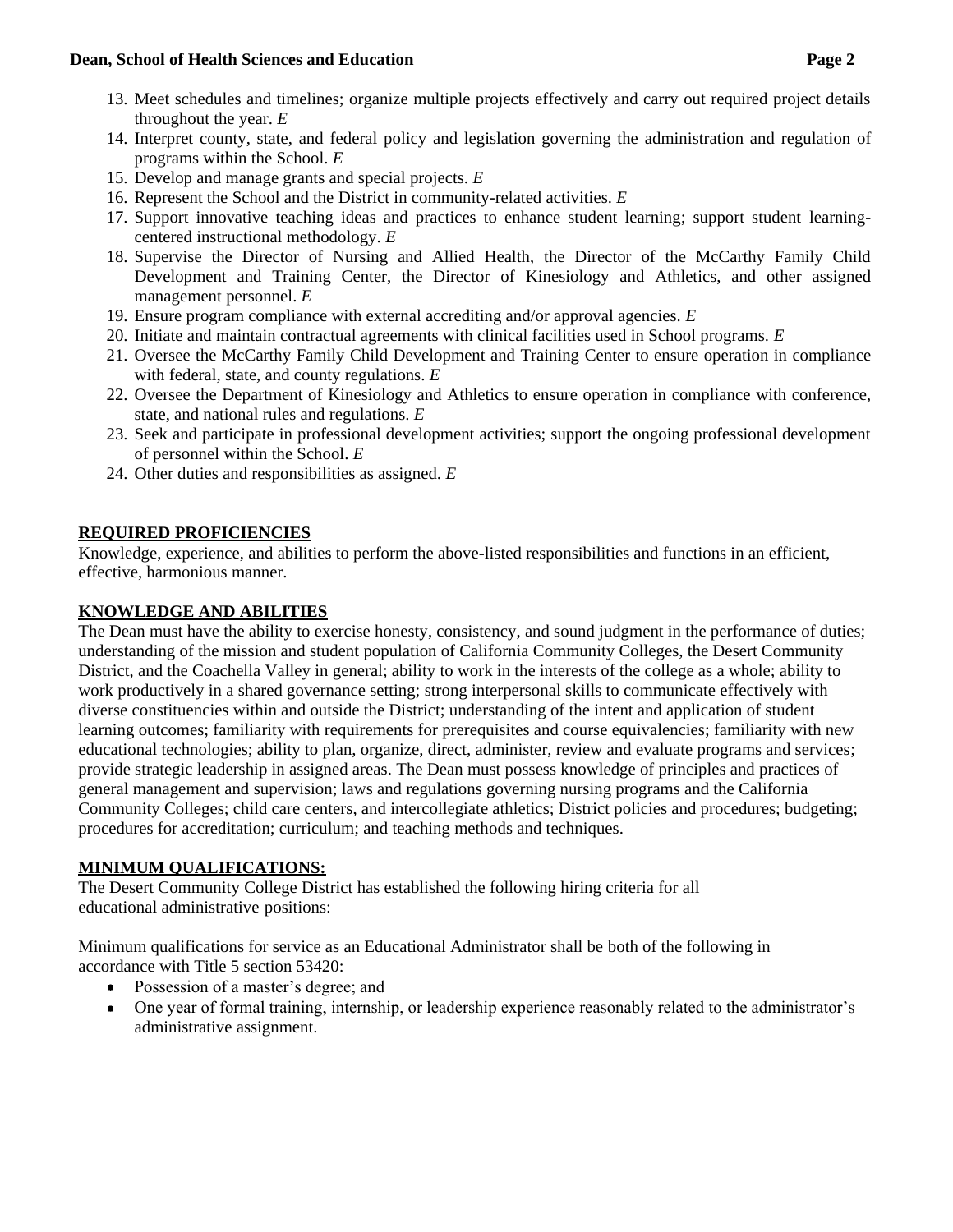13. Meet schedules and timelines; organize multiple projects effectively and carry out required project details throughout the year. *E*
14. Interpret county, state, and federal policy and legislation governing the administration and regulation of programs within the School. *E*
15. Develop and manage grants and special projects. *E*
16. Represent the School and the District in community-related activities. *E*
17. Support innovative teaching ideas and practices to enhance student learning; support student learning-centered instructional methodology. *E*
18. Supervise the Director of Nursing and Allied Health, the Director of the McCarthy Family Child Development and Training Center, the Director of Kinesiology and Athletics, and other assigned management personnel. *E*
19. Ensure program compliance with external accrediting and/or approval agencies. *E*
20. Initiate and maintain contractual agreements with clinical facilities used in School programs. *E*
21. Oversee the McCarthy Family Child Development and Training Center to ensure operation in compliance with federal, state, and county regulations. *E*
22. Oversee the Department of Kinesiology and Athletics to ensure operation in compliance with conference, state, and national rules and regulations. *E*
23. Seek and participate in professional development activities; support the ongoing professional development of personnel within the School. *E*
24. Other duties and responsibilities as assigned. *E*

## REQUIRED PROFICIENCIES

Knowledge, experience, and abilities to perform the above-listed responsibilities and functions in an efficient, effective, harmonious manner.

## KNOWLEDGE AND ABILITIES

The Dean must have the ability to exercise honesty, consistency, and sound judgment in the performance of duties; understanding of the mission and student population of California Community Colleges, the Desert Community District, and the Coachella Valley in general; ability to work in the interests of the college as a whole; ability to work productively in a shared governance setting; strong interpersonal skills to communicate effectively with diverse constituencies within and outside the District; understanding of the intent and application of student learning outcomes; familiarity with requirements for prerequisites and course equivalencies; familiarity with new educational technologies; ability to plan, organize, direct, administer, review and evaluate programs and services; provide strategic leadership in assigned areas. The Dean must possess knowledge of principles and practices of general management and supervision; laws and regulations governing nursing programs and the California Community Colleges; child care centers, and intercollegiate athletics; District policies and procedures; budgeting; procedures for accreditation; curriculum; and teaching methods and techniques.

## MINIMUM QUALIFICATIONS:

The Desert Community College District has established the following hiring criteria for all educational administrative positions:

Minimum qualifications for service as an Educational Administrator shall be both of the following in accordance with Title 5 section 53420:

- Possession of a master's degree; and
- One year of formal training, internship, or leadership experience reasonably related to the administrator's administrative assignment.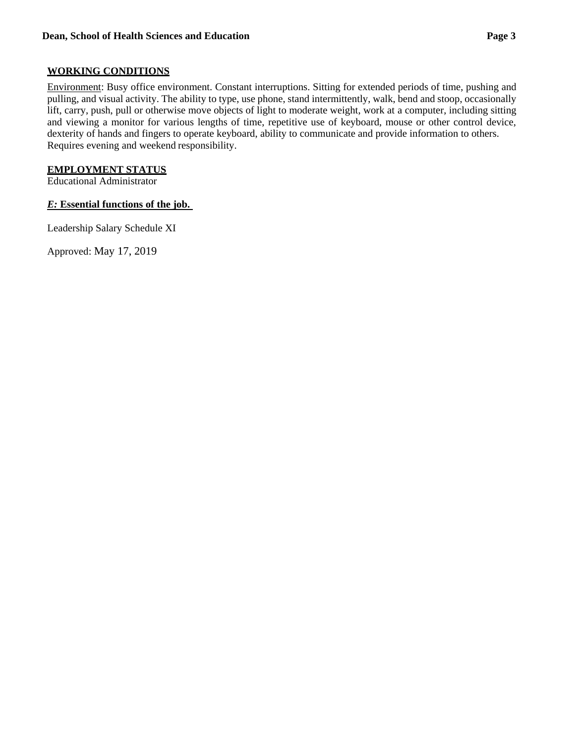**WORKING CONDITIONS**

Environment: Busy office environment. Constant interruptions. Sitting for extended periods of time, pushing and pulling, and visual activity. The ability to type, use phone, stand intermittently, walk, bend and stoop, occasionally lift, carry, push, pull or otherwise move objects of light to moderate weight, work at a computer, including sitting and viewing a monitor for various lengths of time, repetitive use of keyboard, mouse or other control device, dexterity of hands and fingers to operate keyboard, ability to communicate and provide information to others. Requires evening and weekend responsibility.

**EMPLOYMENT STATUS**

Educational Administrator

***E:*** **Essential functions of the job.**

Leadership Salary Schedule XI

Approved: May 17, 2019